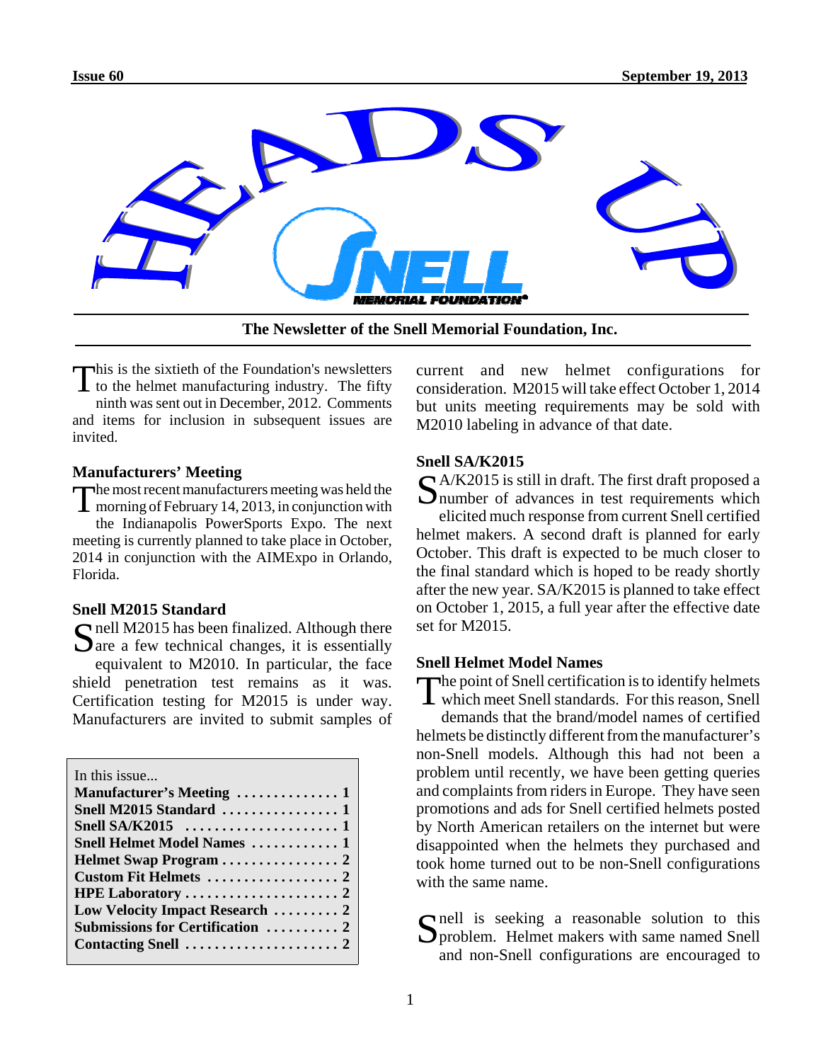# HEADS UP

**The Newsletter of the Snell Memorial Foundation, Inc.**

This is the sixtieth of the Foundation's newsletters to the helmet manufacturing industry. The fifty ninth was sent out in December, 2012. Comments and items for inclusion in subsequent issues are invited.

## Manufacturers' Meeting

The most recent manufacturers meeting was held the morning of February 14, 2013, in conjunction with the Indianapolis PowerSports Expo. The next meeting is currently planned to take place in October, 2014 in conjunction with the AIMExpo in Orlando, Florida.

## Snell M2015 Standard

Snell M2015 has been finalized. Although there are a few technical changes, it is essentially equivalent to M2010. In particular, the face shield penetration test remains as it was. Certification testing for M2015 is under way. Manufacturers are invited to submit samples of current and new helmet configurations for consideration. M2015 will take effect October 1, 2014 but units meeting requirements may be sold with M2010 labeling in advance of that date.

In this issue...

- **Manufacturer's Meeting** . . . . . . . . . . . . . . **1**
- **Snell M2015 Standard** . . . . . . . . . . . . . . . . **1**
- **Snell SA/K2015** . . . . . . . . . . . . . . . . . . . . . **1**
- **Snell Helmet Model Names** . . . . . . . . . . . . **1**
- **Helmet Swap Program** . . . . . . . . . . . . . . . . **2**
- **Custom Fit Helmets** . . . . . . . . . . . . . . . . . . **2**
- **HPE Laboratory** . . . . . . . . . . . . . . . . . . . . . **2**
- **Low Velocity Impact Research** . . . . . . . . . **2**
- **Submissions for Certification** . . . . . . . . . . **2**
- **Contacting Snell** . . . . . . . . . . . . . . . . . . . . . **2**

## Snell SA/K2015

SA/K2015 is still in draft. The first draft proposed a number of advances in test requirements which elicited much response from current Snell certified helmet makers. A second draft is planned for early October. This draft is expected to be much closer to the final standard which is hoped to be ready shortly after the new year. SA/K2015 is planned to take effect on October 1, 2015, a full year after the effective date set for M2015.

## Snell Helmet Model Names

The point of Snell certification is to identify helmets which meet Snell standards. For this reason, Snell demands that the brand/model names of certified helmets be distinctly different from the manufacturer's non-Snell models. Although this had not been a problem until recently, we have been getting queries and complaints from riders in Europe. They have seen promotions and ads for Snell certified helmets posted by North American retailers on the internet but were disappointed when the helmets they purchased and took home turned out to be non-Snell configurations with the same name.

Snell is seeking a reasonable solution to this problem. Helmet makers with same named Snell and non-Snell configurations are encouraged to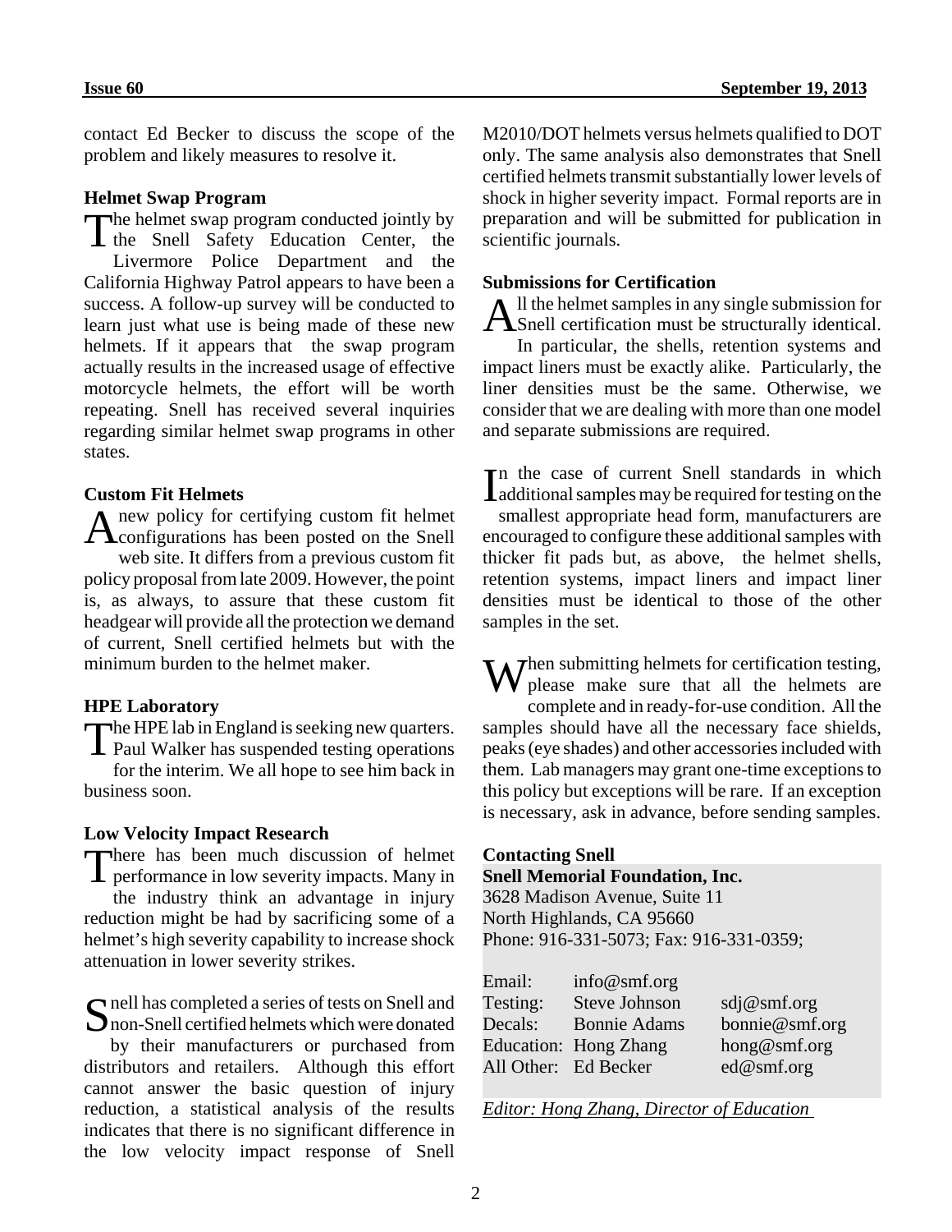contact Ed Becker to discuss the scope of the problem and likely measures to resolve it.

**Helmet Swap Program**

The helmet swap program conducted jointly by the Snell Safety Education Center, the Livermore Police Department and the California Highway Patrol appears to have been a success. A follow-up survey will be conducted to learn just what use is being made of these new helmets. If it appears that the swap program actually results in the increased usage of effective motorcycle helmets, the effort will be worth repeating. Snell has received several inquiries regarding similar helmet swap programs in other states.

**Custom Fit Helmets**

A new policy for certifying custom fit helmet configurations has been posted on the Snell web site. It differs from a previous custom fit policy proposal from late 2009. However, the point is, as always, to assure that these custom fit headgear will provide all the protection we demand of current, Snell certified helmets but with the minimum burden to the helmet maker.

**HPE Laboratory**

The HPE lab in England is seeking new quarters. Paul Walker has suspended testing operations for the interim. We all hope to see him back in business soon.

**Low Velocity Impact Research**

There has been much discussion of helmet performance in low severity impacts. Many in the industry think an advantage in injury reduction might be had by sacrificing some of a helmet's high severity capability to increase shock attenuation in lower severity strikes.

Snell has completed a series of tests on Snell and non-Snell certified helmets which were donated by their manufacturers or purchased from distributors and retailers. Although this effort cannot answer the basic question of injury reduction, a statistical analysis of the results indicates that there is no significant difference in the low velocity impact response of Snell M2010/DOT helmets versus helmets qualified to DOT only. The same analysis also demonstrates that Snell certified helmets transmit substantially lower levels of shock in higher severity impact. Formal reports are in preparation and will be submitted for publication in scientific journals.

**Submissions for Certification**

All the helmet samples in any single submission for Snell certification must be structurally identical. In particular, the shells, retention systems and impact liners must be exactly alike. Particularly, the liner densities must be the same. Otherwise, we consider that we are dealing with more than one model and separate submissions are required.

In the case of current Snell standards in which additional samples may be required for testing on the smallest appropriate head form, manufacturers are encouraged to configure these additional samples with thicker fit pads but, as above, the helmet shells, retention systems, impact liners and impact liner densities must be identical to those of the other samples in the set.

When submitting helmets for certification testing, please make sure that all the helmets are complete and in ready-for-use condition. All the samples should have all the necessary face shields, peaks (eye shades) and other accessories included with them. Lab managers may grant one-time exceptions to this policy but exceptions will be rare. If an exception is necessary, ask in advance, before sending samples.

**Contacting Snell**

**Snell Memorial Foundation, Inc.**
3628 Madison Avenue, Suite 11
North Highlands, CA 95660
Phone: 916-331-5073; Fax: 916-331-0359;

| | | |
|---|---|---|
| Email: | info@smf.org | |
| Testing: | Steve Johnson | sdj@smf.org |
| Decals: | Bonnie Adams | bonnie@smf.org |
| Education: | Hong Zhang | hong@smf.org |
| All Other: | Ed Becker | ed@smf.org |

*Editor: Hong Zhang, Director of Education*